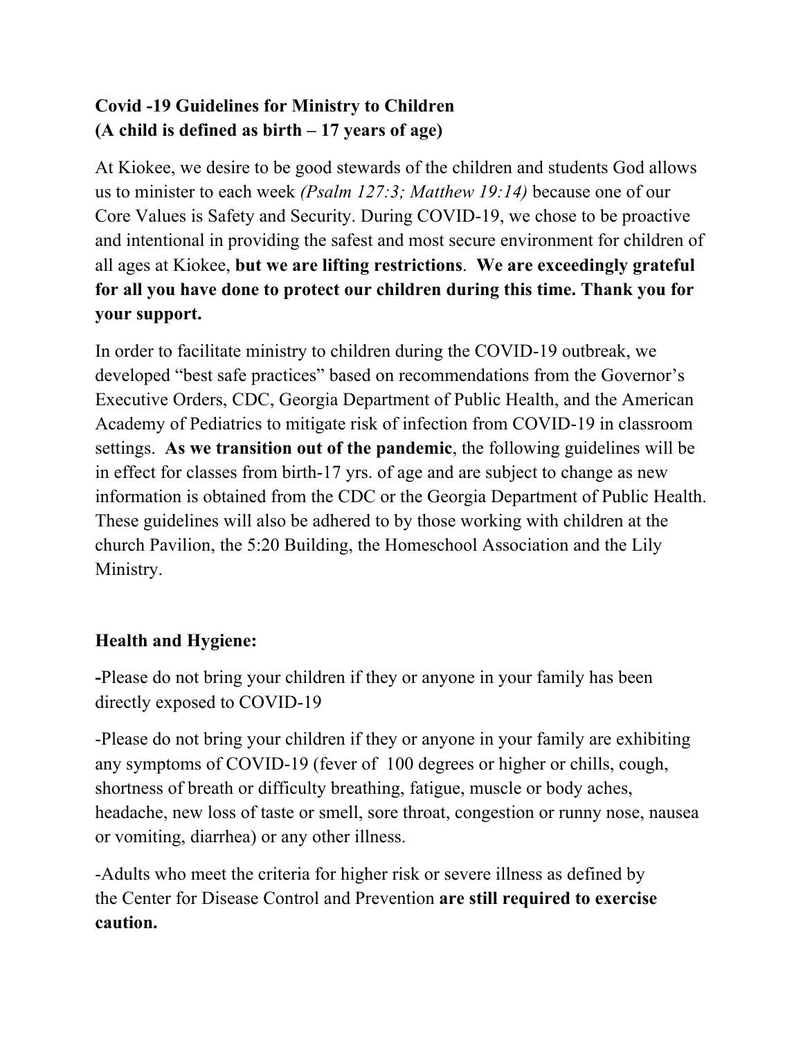**Covid -19 Guidelines for Ministry to Children**
**(A child is defined as birth – 17 years of age)**

At Kiokee, we desire to be good stewards of the children and students God allows us to minister to each week *(Psalm 127:3; Matthew 19:14)* because one of our Core Values is Safety and Security. During COVID-19, we chose to be proactive and intentional in providing the safest and most secure environment for children of all ages at Kiokee, **but we are lifting restrictions**. **We are exceedingly grateful for all you have done to protect our children during this time. Thank you for your support.**

In order to facilitate ministry to children during the COVID-19 outbreak, we developed "best safe practices" based on recommendations from the Governor's Executive Orders, CDC, Georgia Department of Public Health, and the American Academy of Pediatrics to mitigate risk of infection from COVID-19 in classroom settings. **As we transition out of the pandemic**, the following guidelines will be in effect for classes from birth-17 yrs. of age and are subject to change as new information is obtained from the CDC or the Georgia Department of Public Health. These guidelines will also be adhered to by those working with children at the church Pavilion, the 5:20 Building, the Homeschool Association and the Lily Ministry.

**Health and Hygiene:**

**-**Please do not bring your children if they or anyone in your family has been directly exposed to COVID-19

-Please do not bring your children if they or anyone in your family are exhibiting any symptoms of COVID-19 (fever of 100 degrees or higher or chills, cough, shortness of breath or difficulty breathing, fatigue, muscle or body aches, headache, new loss of taste or smell, sore throat, congestion or runny nose, nausea or vomiting, diarrhea) or any other illness.

-Adults who meet the criteria for higher risk or severe illness as defined by the Center for Disease Control and Prevention **are still required to exercise caution.**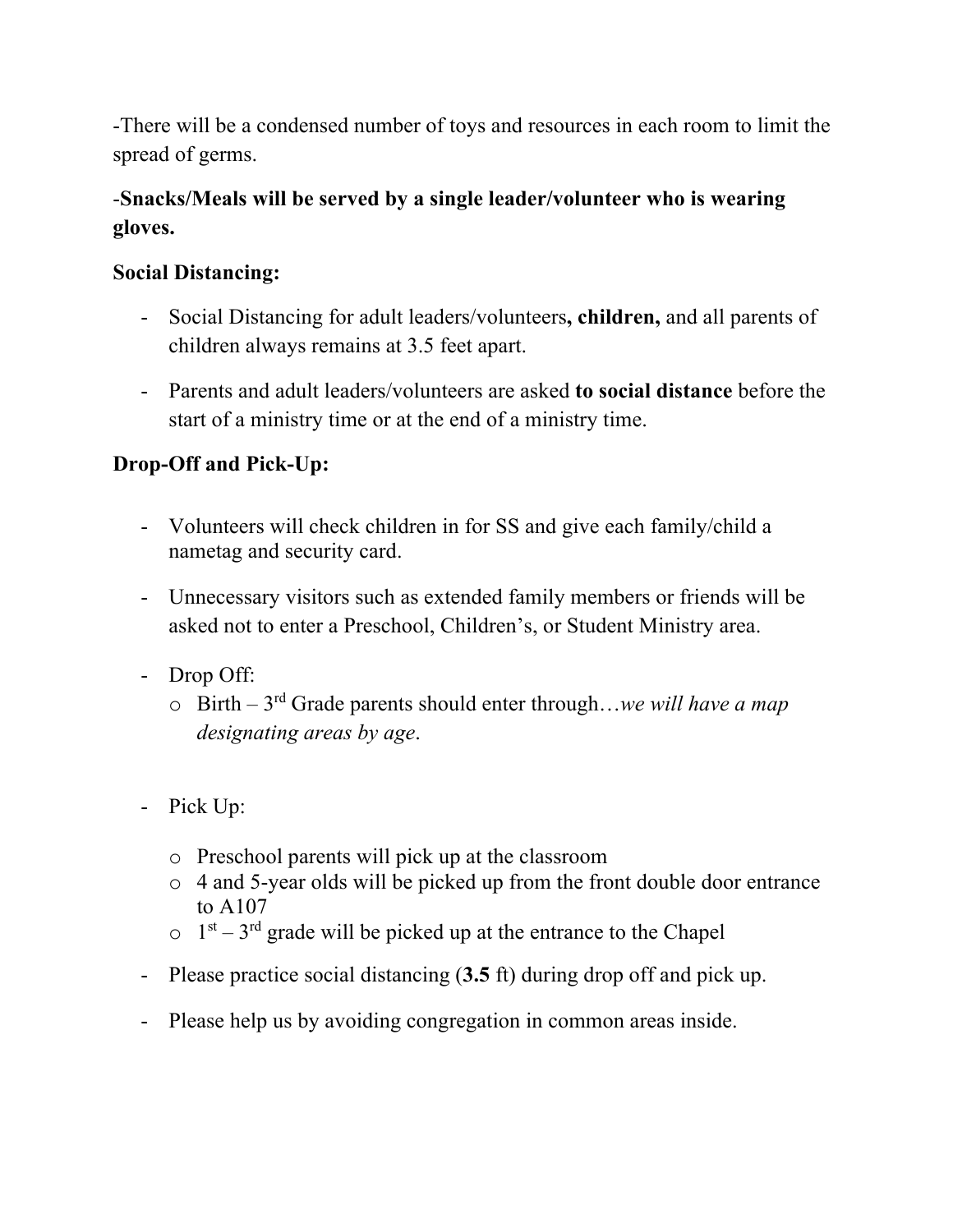-There will be a condensed number of toys and resources in each room to limit the spread of germs.

-**Snacks/Meals will be served by a single leader/volunteer who is wearing gloves.**

**Social Distancing:**

- Social Distancing for adult leaders/volunteers**, children,** and all parents of children always remains at 3.5 feet apart.
- Parents and adult leaders/volunteers are asked **to social distance** before the start of a ministry time or at the end of a ministry time.

**Drop-Off and Pick-Up:**

- Volunteers will check children in for SS and give each family/child a nametag and security card.
- Unnecessary visitors such as extended family members or friends will be asked not to enter a Preschool, Children's, or Student Ministry area.
- Drop Off:
  - Birth – 3rd Grade parents should enter through…*we will have a map designating areas by age*.
- Pick Up:
  - Preschool parents will pick up at the classroom
  - 4 and 5-year olds will be picked up from the front double door entrance to A107
  - 1st – 3rd grade will be picked up at the entrance to the Chapel
- Please practice social distancing (**3.5** ft) during drop off and pick up.
- Please help us by avoiding congregation in common areas inside.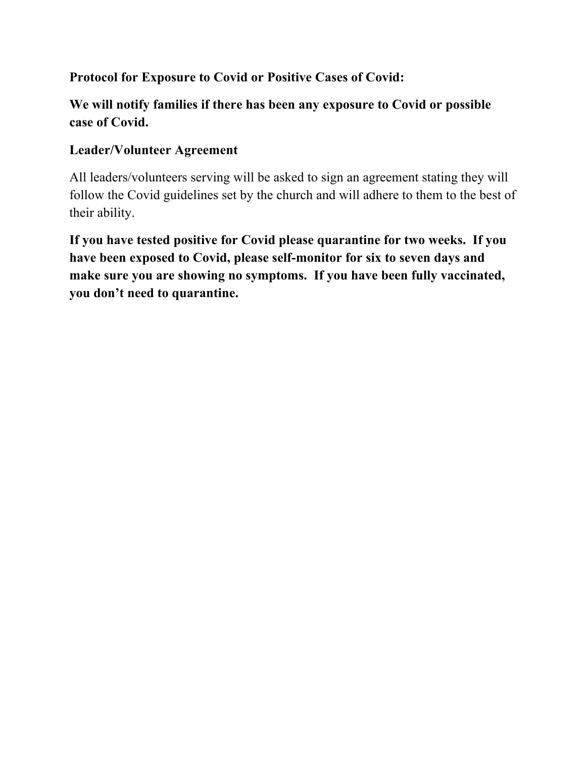**Protocol for Exposure to Covid or Positive Cases of Covid:**

**We will notify families if there has been any exposure to Covid or possible case of Covid.**

**Leader/Volunteer Agreement**

All leaders/volunteers serving will be asked to sign an agreement stating they will follow the Covid guidelines set by the church and will adhere to them to the best of their ability.

**If you have tested positive for Covid please quarantine for two weeks. If you have been exposed to Covid, please self-monitor for six to seven days and make sure you are showing no symptoms. If you have been fully vaccinated, you don't need to quarantine.**